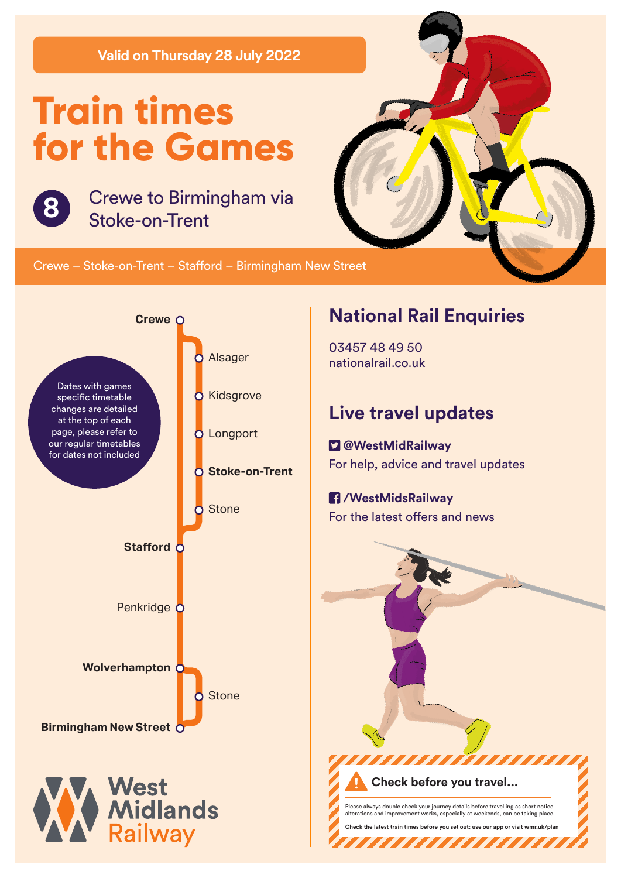Valid on Thursday 28 July 2022

# Train times for the Games

## 8 Crewe to Birmingham via Stoke-on-Trent

Crewe – Stoke-on-Trent – Stafford – Birmingham New Street

**Crewe**
- Alsager
- Kidsgrove
- Longport
- **Stoke-on-Trent**
- Stone

**Stafford**

Penkridge

**Wolverhampton**
- Stone

**Birmingham New Street**

Dates with games specific timetable changes are detailed at the top of each page, please refer to our regular timetables for dates not included

West Midlands Railway

## National Rail Enquiries

03457 48 49 50
nationalrail.co.uk

## Live travel updates

**@WestMidRailway**
For help, advice and travel updates

**/WestMidsRailway**
For the latest offers and news

**Check before you travel...**

Please always double check your journey details before travelling as short notice alterations and improvement works, especially at weekends, can be taking place.

**Check the latest train times before you set out: use our app or visit wmr.uk/plan**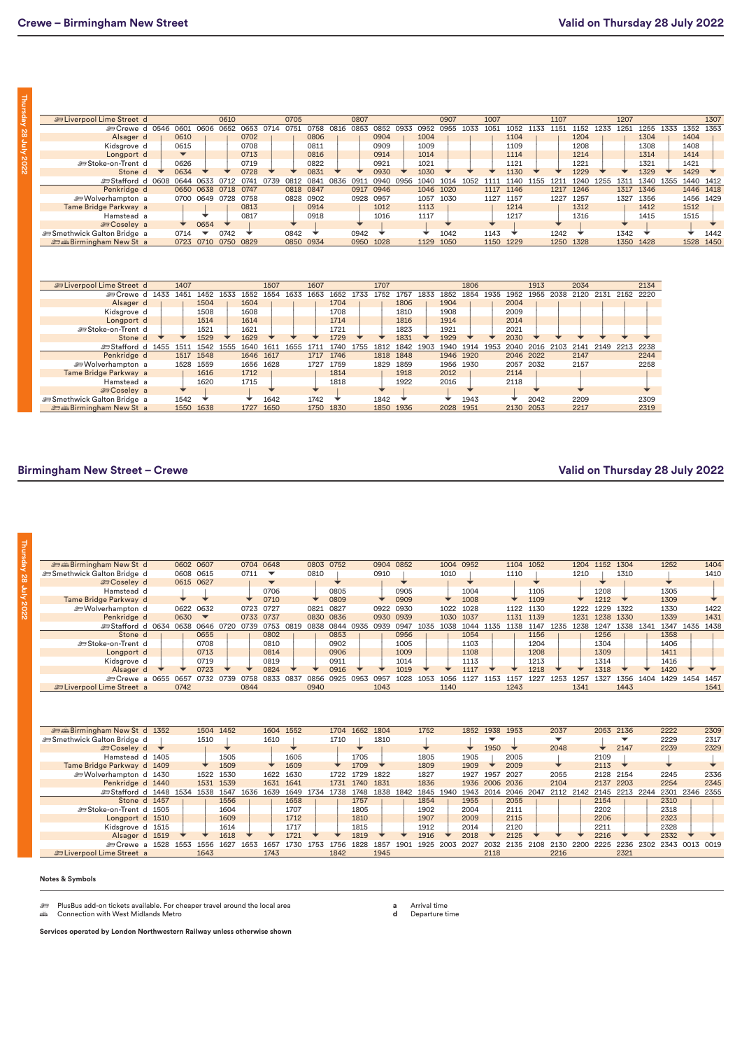## Crewe – Birmingham New Street

**Valid on Thursday 28 July 2022**

| | | | | | | | | | | | | | | | | | | | | | | | | | | | |
|---|---|---|---|---|---|---|---|---|---|---|---|---|---|---|---|---|---|---|---|---|---|---|---|---|---|---|---|
| Liverpool Lime Street | d | | | | 0610 | | | 0705 | | | 0807 | | | | 0907 | | 1007 | | | 1107 | | | 1207 | | | | 1307 |
| Crewe | d | 0546 | 0601 | 0606 | 0652 | 0653 | 0714 | 0751 | 0758 | 0816 | 0853 | 0852 | 0933 | 0952 | 0955 | 1033 | 1051 | 1052 | 1133 | 1151 | 1152 | 1233 | 1251 | 1255 | 1333 | 1352 | 1353 |
| Alsager | d | | 0610 | | | 0702 | | | 0806 | | | 0904 | | 1004 | | | | 1104 | | | 1204 | | | 1304 | | 1404 | |
| Kidsgrove | d | | 0615 | | | 0708 | | | 0811 | | | 0909 | | 1009 | | | | 1109 | | | 1208 | | | 1308 | | 1408 | |
| Longport | d | | ▼ | | | 0713 | | | 0816 | | | 0914 | | 1014 | | | | 1114 | | | 1214 | | | 1314 | | 1414 | |
| Stoke-on-Trent | d | | 0626 | | | 0719 | | | 0822 | | | 0921 | | 1021 | | | | 1121 | | | 1221 | | | 1321 | | 1421 | |
| Stone | d | ▼ | 0634 | ▼ | ▼ | 0728 | ▼ | ▼ | 0831 | ▼ | ▼ | 0930 | ▼ | 1030 | ▼ | ▼ | ▼ | 1130 | ▼ | ▼ | 1229 | ▼ | ▼ | 1329 | ▼ | 1429 | ▼ |
| Stafford | d | 0608 | 0644 | 0633 | 0712 | 0741 | 0739 | 0812 | 0841 | 0836 | 0911 | 0940 | 0956 | 1040 | 1014 | 1052 | 1111 | 1140 | 1155 | 1211 | 1240 | 1255 | 1311 | 1340 | 1355 | 1440 | 1412 |
| Penkridge | d | | 0650 | 0638 | 0718 | 0747 | | 0818 | 0847 | | 0917 | 0946 | | 1046 | 1020 | | 1117 | 1146 | | 1217 | 1246 | | 1317 | 1346 | | 1446 | 1418 |
| Wolverhampton | a | | 0700 | 0649 | 0728 | 0758 | | 0828 | 0902 | | 0928 | 0957 | | 1057 | 1030 | | 1127 | 1157 | | 1227 | 1257 | | 1327 | 1356 | | 1456 | 1429 |
| Tame Bridge Parkway | a | | | | | 0813 | | | 0914 | | | 1012 | | 1113 | | | | 1214 | | | 1312 | | | 1412 | | 1512 | |
| Hamstead | a | | ▼ | | | 0817 | | | 0918 | | | 1016 | | 1117 | | | | 1217 | | | 1316 | | | 1415 | | 1515 | |
| Coseley | a | | ▼ | 0654 | ▼ | | | ▼ | | | ▼ | | | | ▼ | | ▼ | | | ▼ | | | ▼ | | | | ▼ |
| Smethwick Galton Bridge | a | | 0714 | ▼ | 0742 | ▼ | | 0842 | ▼ | | 0942 | ▼ | | ▼ | 1042 | | 1143 | ▼ | | 1242 | ▼ | | 1342 | ▼ | | ▼ | 1442 |
| Birmingham New St | a | | 0723 | 0710 | 0750 | 0829 | | 0850 | 0934 | | 0950 | 1028 | | 1129 | 1050 | | 1150 | 1229 | | 1250 | 1328 | | 1350 | 1428 | | 1528 | 1450 |

| | | | | | | | | | | | | | | | | | | | | | | | | |
|---|---|---|---|---|---|---|---|---|---|---|---|---|---|---|---|---|---|---|---|---|---|---|---|---|
| Liverpool Lime Street | d | | 1407 | | | | 1507 | | 1607 | | | 1707 | | | | 1806 | | | 1913 | | 2034 | | | 2134 |
| Crewe | d | 1433 | 1451 | 1452 | 1533 | 1552 | 1554 | 1633 | 1653 | 1652 | 1733 | 1752 | 1757 | 1833 | 1852 | 1854 | 1935 | 1952 | 1955 | 2038 | 2120 | 2131 | 2152 | 2220 |
| Alsager | d | | | 1504 | | 1604 | | | | 1704 | | | 1806 | | 1904 | | | 2004 | | | | | | |
| Kidsgrove | d | | | 1508 | | 1608 | | | | 1708 | | | 1810 | | 1908 | | | 2009 | | | | | | |
| Longport | d | | | 1514 | | 1614 | | | | 1714 | | | 1816 | | 1914 | | | 2014 | | | | | | |
| Stoke-on-Trent | d | | | 1521 | | 1621 | | | | 1721 | | | 1823 | | 1921 | | | 2021 | | | | | | |
| Stone | d | ▼ | ▼ | 1529 | ▼ | 1629 | ▼ | ▼ | ▼ | 1729 | ▼ | ▼ | 1831 | ▼ | 1929 | ▼ | ▼ | 2030 | ▼ | ▼ | ▼ | ▼ | ▼ | ▼ |
| Stafford | d | 1455 | 1511 | 1542 | 1555 | 1640 | 1611 | 1655 | 1711 | 1740 | 1755 | 1812 | 1842 | 1903 | 1940 | 1914 | 1953 | 2040 | 2016 | 2103 | 2141 | 2149 | 2213 | 2238 |
| Penkridge | d | | 1517 | 1548 | | 1646 | 1617 | | 1717 | 1746 | | 1818 | 1848 | | 1946 | 1920 | | 2046 | 2022 | | 2147 | | | 2244 |
| Wolverhampton | a | | 1528 | 1559 | | 1656 | 1628 | | 1727 | 1759 | | 1829 | 1859 | | 1956 | 1930 | | 2057 | 2032 | | 2157 | | | 2258 |
| Tame Bridge Parkway | a | | | 1616 | | 1712 | | | | 1814 | | | 1918 | | 2012 | | | 2114 | | | | | | |
| Hamstead | a | | | 1620 | | 1715 | | | | 1818 | | | 1922 | | 2016 | | | 2118 | | | | | | |
| Coseley | a | | ▼ | | | | ▼ | | ▼ | | | ▼ | | | | ▼ | | | ▼ | | ▼ | | | ▼ |
| Smethwick Galton Bridge | a | | 1542 | ▼ | | ▼ | 1642 | | 1742 | ▼ | | 1842 | ▼ | | ▼ | 1943 | | ▼ | 2042 | | 2209 | | | 2309 |
| Birmingham New St | a | | 1550 | 1638 | | 1727 | 1650 | | 1750 | 1830 | | 1850 | 1936 | | 2028 | 1951 | | 2130 | 2053 | | 2217 | | | 2319 |

## Birmingham New Street – Crewe

**Valid on Thursday 28 July 2022**

| | | | | | | | | | | | | | | | | | | | | | | | | | | | |
|---|---|---|---|---|---|---|---|---|---|---|---|---|---|---|---|---|---|---|---|---|---|---|---|---|---|---|---|
| Birmingham New St | d | | 0602 | 0607 | | 0704 | 0648 | | 0803 | 0752 | | 0904 | 0852 | | 1004 | 0952 | | 1104 | 1052 | | 1204 | 1152 | 1304 | | 1252 | | 1404 |
| Smethwick Galton Bridge | d | | 0608 | 0615 | | 0711 | ▼ | | 0810 | | | 0910 | | | 1010 | | | 1110 | | | 1210 | | 1310 | | | | 1410 |
| Coseley | d | | 0615 | 0627 | | | ▼ | | | ▼ | | | ▼ | | | ▼ | | | ▼ | | | ▼ | | | ▼ | | |
| Hamstead | d | | | | | | 0706 | | | 0805 | | | 0905 | | | 1004 | | | 1105 | | | 1208 | | | 1305 | | |
| Tame Bridge Parkway | d | | ▼ | ▼ | | | 0710 | | ▼ | 0809 | | ▼ | 0909 | | ▼ | 1008 | | ▼ | 1109 | | ▼ | 1212 | ▼ | | 1309 | | ▼ |
| Wolverhampton | d | | 0622 | 0632 | | 0723 | 0727 | | 0821 | 0827 | | 0922 | 0930 | | 1022 | 1028 | | 1122 | 1130 | | 1222 | 1229 | 1322 | | 1330 | | 1422 |
| Penkridge | d | | 0630 | ▼ | | 0733 | 0737 | | 0830 | 0836 | | 0930 | 0939 | | 1030 | 1037 | | 1131 | 1139 | | 1231 | 1238 | 1330 | | 1339 | | 1431 |
| Stafford | d | 0634 | 0638 | 0646 | 0720 | 0739 | 0753 | 0819 | 0838 | 0844 | 0935 | 0939 | 0947 | 1035 | 1038 | 1044 | 1135 | 1138 | 1147 | 1235 | 1238 | 1247 | 1338 | 1341 | 1347 | 1435 | 1438 |
| Stone | d | | | 0655 | | | 0802 | | | 0853 | | | 0956 | | | 1054 | | | 1156 | | | 1256 | | | 1358 | | |
| Stoke-on-Trent | d | | | 0708 | | | 0810 | | | 0902 | | | 1005 | | | 1103 | | | 1204 | | | 1304 | | | 1406 | | |
| Longport | d | | | 0713 | | | 0814 | | | 0906 | | | 1009 | | | 1108 | | | 1208 | | | 1309 | | | 1411 | | |
| Kidsgrove | d | | | 0719 | | | 0819 | | | 0911 | | | 1014 | | | 1113 | | | 1213 | | | 1314 | | | 1416 | | |
| Alsager | d | ▼ | ▼ | 0723 | ▼ | ▼ | 0824 | ▼ | ▼ | 0916 | ▼ | ▼ | 1019 | ▼ | ▼ | 1117 | ▼ | ▼ | 1218 | ▼ | ▼ | 1318 | ▼ | ▼ | 1420 | ▼ | ▼ |
| Crewe | a | 0655 | 0657 | 0732 | 0739 | 0758 | 0833 | 0837 | 0856 | 0925 | 0953 | 0957 | 1028 | 1053 | 1056 | 1127 | 1153 | 1157 | 1227 | 1253 | 1257 | 1327 | 1356 | 1404 | 1429 | 1454 | 1457 |
| Liverpool Lime Street | a | | 0742 | | | 0844 | | | 0940 | | | 1043 | | | 1140 | | | 1243 | | | 1341 | | 1443 | | | | 1541 |

| | | | | | | | | | | | | | | | | | | | | | | | | | | | |
|---|---|---|---|---|---|---|---|---|---|---|---|---|---|---|---|---|---|---|---|---|---|---|---|---|---|---|---|
| Birmingham New St | d | 1352 | | 1504 | 1452 | | 1604 | 1552 | | 1704 | 1652 | 1804 | | 1752 | | 1852 | 1938 | 1953 | | 2037 | | 2053 | 2136 | | 2222 | | 2309 |
| Smethwick Galton Bridge | d | | | 1510 | | | 1610 | | | 1710 | | 1810 | | | | | ▼ | | | ▼ | | | ▼ | | 2229 | | 2317 |
| Coseley | d | ▼ | | | ▼ | | | ▼ | | | ▼ | | | ▼ | | | 1950 | ▼ | | 2048 | | ▼ | 2147 | | 2239 | | 2329 |
| Hamstead | d | 1405 | | | 1505 | | | 1605 | | | 1705 | | | 1805 | | 1905 | | 2005 | | | | 2109 | | | | | |
| Tame Bridge Parkway | d | 1409 | | ▼ | 1509 | | ▼ | 1609 | | ▼ | 1709 | ▼ | | 1809 | | 1909 | ▼ | 2009 | | ▼ | | 2113 | ▼ | | ▼ | | ▼ |
| Wolverhampton | d | 1430 | | 1522 | 1530 | | 1622 | 1630 | | 1722 | 1729 | 1822 | | 1827 | | 1927 | 1957 | 2027 | | 2055 | | 2128 | 2154 | | 2245 | | 2336 |
| Penkridge | d | 1440 | | 1531 | 1539 | | 1631 | 1641 | | 1731 | 1740 | 1831 | | 1836 | | 1936 | 2006 | 2036 | | 2104 | | 2137 | 2203 | | 2254 | | 2345 |
| Stafford | d | 1448 | 1534 | 1538 | 1547 | 1636 | 1639 | 1649 | 1734 | 1738 | 1748 | 1838 | 1842 | 1845 | 1940 | 1943 | 2014 | 2046 | 2047 | 2112 | 2142 | 2145 | 2213 | 2244 | 2301 | 2346 | 2355 |
| Stone | d | 1457 | | | 1556 | | | 1658 | | | 1757 | | | 1854 | | 1955 | | 2055 | | | | 2154 | | | 2310 | | |
| Stoke-on-Trent | d | 1505 | | | 1604 | | | 1707 | | | 1805 | | | 1902 | | 2004 | | 2111 | | | | 2202 | | | 2318 | | |
| Longport | d | 1510 | | | 1609 | | | 1712 | | | 1810 | | | 1907 | | 2009 | | 2115 | | | | 2206 | | | 2323 | | |
| Kidsgrove | d | 1515 | | | 1614 | | | 1717 | | | 1815 | | | 1912 | | 2014 | | 2120 | | | | 2211 | | | 2328 | | |
| Alsager | d | 1519 | ▼ | ▼ | 1618 | ▼ | ▼ | 1721 | ▼ | ▼ | 1819 | ▼ | ▼ | 1916 | ▼ | 2018 | ▼ | 2125 | ▼ | ▼ | ▼ | 2216 | ▼ | ▼ | 2332 | ▼ | ▼ |
| Crewe | a | 1528 | 1553 | 1556 | 1627 | 1653 | 1657 | 1730 | 1753 | 1756 | 1828 | 1857 | 1901 | 1925 | 2003 | 2027 | 2032 | 2135 | 2108 | 2130 | 2200 | 2225 | 2236 | 2302 | 2343 | 0013 | 0019 |
| Liverpool Lime Street | a | | | 1643 | | | 1743 | | | 1842 | | 1945 | | | | | 2118 | | | 2216 | | | 2321 | | | | |

**Notes & Symbols**

PlusBus add-on tickets available. For cheaper travel around the local area

Connection with West Midlands Metro

**a** Arrival time

**d** Departure time

**Services operated by London Northwestern Railway unless otherwise shown**